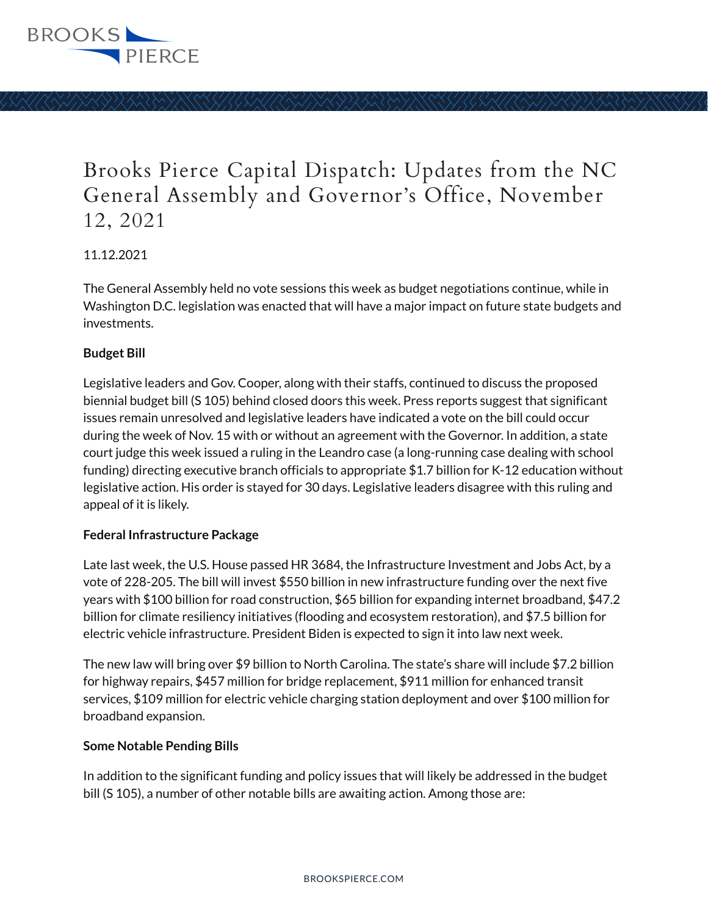# Brooks Pierce Capital Dispatch: Updates from the NC General Assembly and Governor's Office, November 12, 2021

11.12.2021

The General Assembly held no vote sessions this week as budget negotiations continue, while in Washington D.C. legislation was enacted that will have a major impact on future state budgets and investments.

**Budget Bill**

Legislative leaders and Gov. Cooper, along with their staffs, continued to discuss the proposed biennial budget bill (S 105) behind closed doors this week. Press reports suggest that significant issues remain unresolved and legislative leaders have indicated a vote on the bill could occur during the week of Nov. 15 with or without an agreement with the Governor. In addition, a state court judge this week issued a ruling in the Leandro case (a long-running case dealing with school funding) directing executive branch officials to appropriate $1.7 billion for K-12 education without legislative action. His order is stayed for 30 days. Legislative leaders disagree with this ruling and appeal of it is likely.

**Federal Infrastructure Package**

Late last week, the U.S. House passed HR 3684, the Infrastructure Investment and Jobs Act, by a vote of 228-205. The bill will invest $550 billion in new infrastructure funding over the next five years with $100 billion for road construction, $65 billion for expanding internet broadband, $47.2 billion for climate resiliency initiatives (flooding and ecosystem restoration), and $7.5 billion for electric vehicle infrastructure. President Biden is expected to sign it into law next week.

The new law will bring over $9 billion to North Carolina. The state's share will include $7.2 billion for highway repairs, $457 million for bridge replacement, $911 million for enhanced transit services, $109 million for electric vehicle charging station deployment and over $100 million for broadband expansion.

**Some Notable Pending Bills**

In addition to the significant funding and policy issues that will likely be addressed in the budget bill (S 105), a number of other notable bills are awaiting action. Among those are: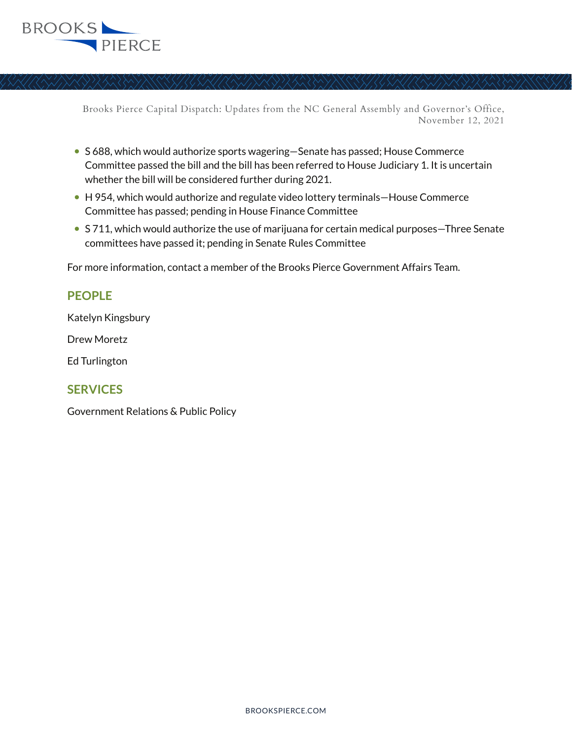- S 688, which would authorize sports wagering—Senate has passed; House Commerce Committee passed the bill and the bill has been referred to House Judiciary 1. It is uncertain whether the bill will be considered further during 2021.
- H 954, which would authorize and regulate video lottery terminals—House Commerce Committee has passed; pending in House Finance Committee
- S 711, which would authorize the use of marijuana for certain medical purposes—Three Senate committees have passed it; pending in Senate Rules Committee

For more information, contact a member of the Brooks Pierce Government Affairs Team.

## PEOPLE

Katelyn Kingsbury

Drew Moretz

Ed Turlington

## SERVICES

Government Relations & Public Policy